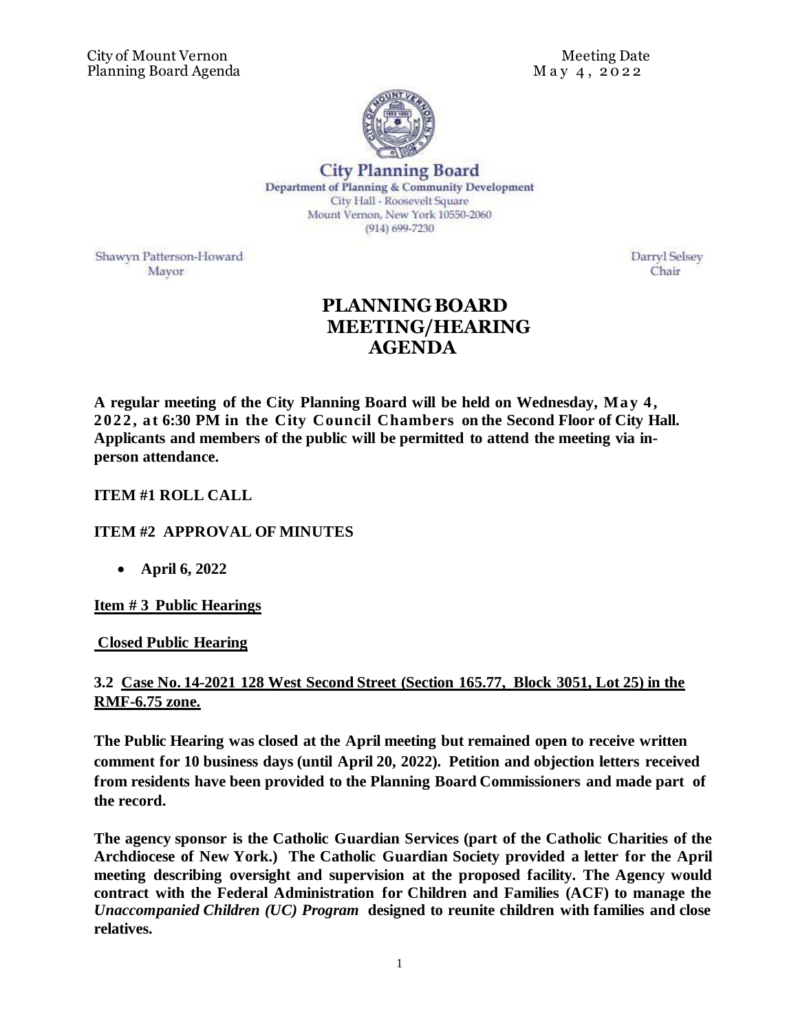City of Mount Vernon
Planning Board Agenda

Meeting Date
May 4, 2022

**City Planning Board**
Department of Planning & Community Development
City Hall - Roosevelt Square
Mount Vernon, New York 10550-2060
(914) 699-7230

Shawyn Patterson-Howard
Mayor

Darryl Selsey
Chair

# PLANNING BOARD MEETING/HEARING AGENDA

**A regular meeting of the City Planning Board will be held on Wednesday, May 4, 2022, at 6:30 PM in the City Council Chambers on the Second Floor of City Hall. Applicants and members of the public will be permitted to attend the meeting via in-person attendance.**

**ITEM #1 ROLL CALL**

**ITEM #2 APPROVAL OF MINUTES**

- **April 6, 2022**

**Item # 3 Public Hearings**

**Closed Public Hearing**

**3.2 Case No. 14-2021 128 West Second Street (Section 165.77, Block 3051, Lot 25) in the RMF-6.75 zone.**

**The Public Hearing was closed at the April meeting but remained open to receive written comment for 10 business days (until April 20, 2022). Petition and objection letters received from residents have been provided to the Planning Board Commissioners and made part of the record.**

**The agency sponsor is the Catholic Guardian Services (part of the Catholic Charities of the Archdiocese of New York.) The Catholic Guardian Society provided a letter for the April meeting describing oversight and supervision at the proposed facility. The Agency would contract with the Federal Administration for Children and Families (ACF) to manage the *Unaccompanied Children (UC) Program* designed to reunite children with families and close relatives.**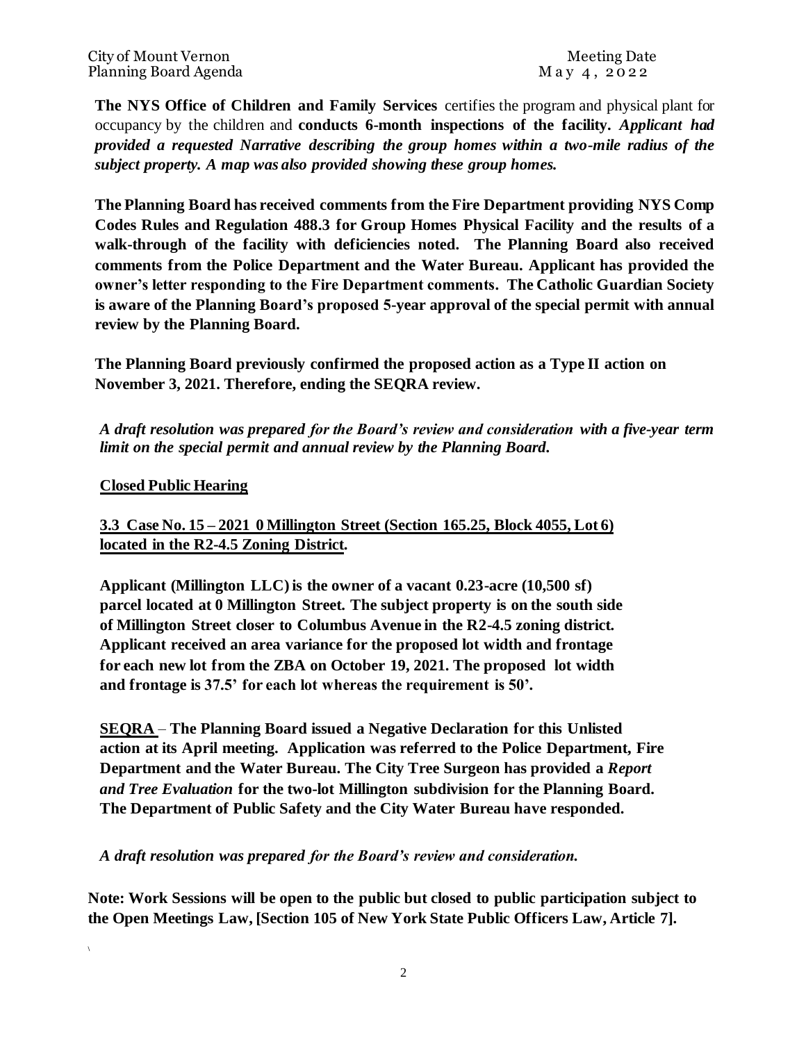**The NYS Office of Children and Family Services** certifies the program and physical plant for occupancy by the children and **conducts 6-month inspections of the facility.** ***Applicant had provided a requested Narrative describing the group homes within a two-mile radius of the subject property. A map was also provided showing these group homes.***

**The Planning Board has received comments from the Fire Department providing NYS Comp Codes Rules and Regulation 488.3 for Group Homes Physical Facility and the results of a walk-through of the facility with deficiencies noted. The Planning Board also received comments from the Police Department and the Water Bureau. Applicant has provided the owner's letter responding to the Fire Department comments. The Catholic Guardian Society is aware of the Planning Board's proposed 5-year approval of the special permit with annual review by the Planning Board.**

**The Planning Board previously confirmed the proposed action as a Type II action on November 3, 2021. Therefore, ending the SEQRA review.**

***A draft resolution was prepared for the Board's review and consideration with a five-year term limit on the special permit and annual review by the Planning Board.***

**Closed Public Hearing**

**3.3 Case No. 15 – 2021 0 Millington Street (Section 165.25, Block 4055, Lot 6) located in the R2-4.5 Zoning District.**

**Applicant (Millington LLC) is the owner of a vacant 0.23-acre (10,500 sf) parcel located at 0 Millington Street. The subject property is on the south side of Millington Street closer to Columbus Avenue in the R2-4.5 zoning district. Applicant received an area variance for the proposed lot width and frontage for each new lot from the ZBA on October 19, 2021. The proposed lot width and frontage is 37.5' for each lot whereas the requirement is 50'.**

**SEQRA** – **The Planning Board issued a Negative Declaration for this Unlisted action at its April meeting. Application was referred to the Police Department, Fire Department and the Water Bureau. The City Tree Surgeon has provided a *Report and Tree Evaluation* for the two-lot Millington subdivision for the Planning Board. The Department of Public Safety and the City Water Bureau have responded.**

***A draft resolution was prepared for the Board's review and consideration.***

**Note: Work Sessions will be open to the public but closed to public participation subject to the Open Meetings Law, [Section 105 of New York State Public Officers Law, Article 7].**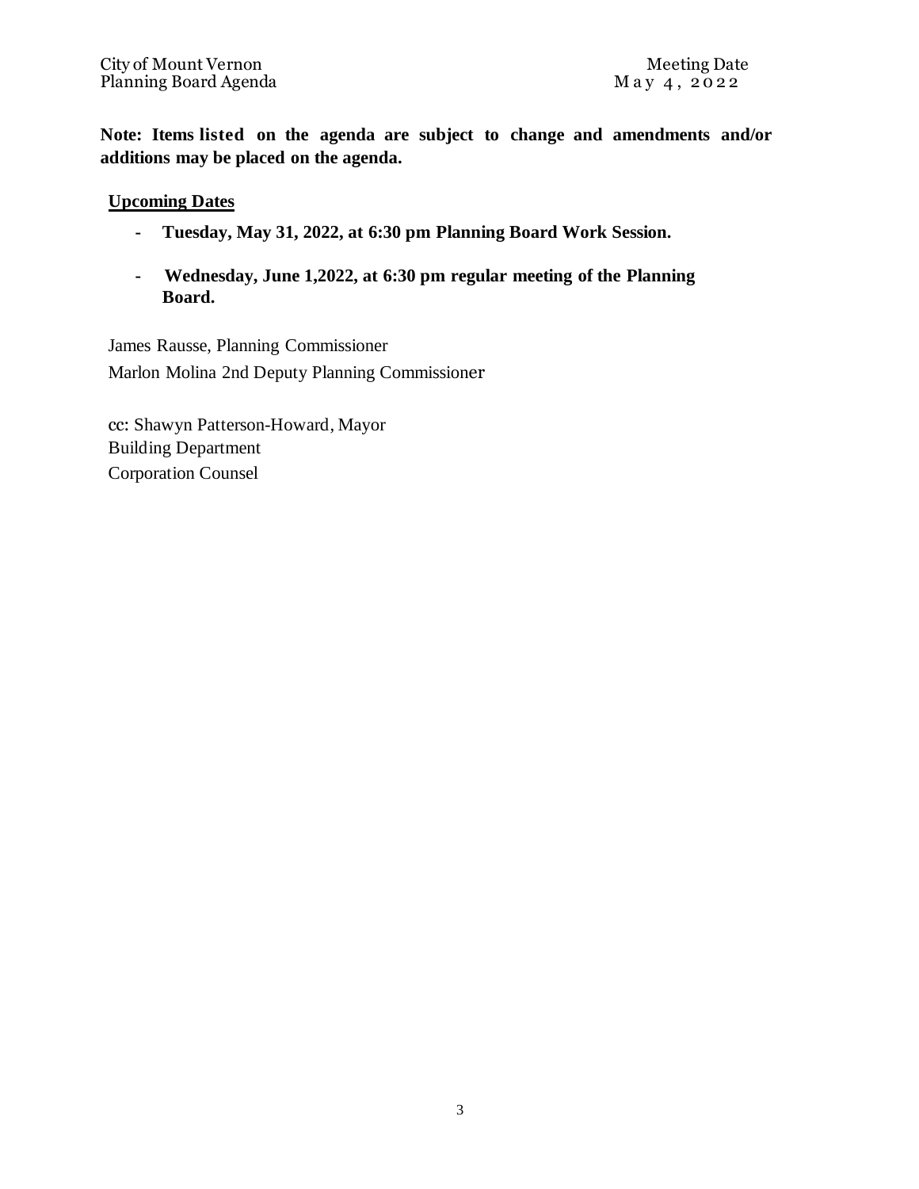**Note: Items listed on the agenda are subject to change and amendments and/or additions may be placed on the agenda.**

**Upcoming Dates**

- **Tuesday, May 31, 2022, at 6:30 pm Planning Board Work Session.**
- **Wednesday, June 1,2022, at 6:30 pm regular meeting of the Planning Board.**

James Rausse, Planning Commissioner

Marlon Molina 2nd Deputy Planning Commissioner

cc: Shawyn Patterson-Howard, Mayor

Building Department

Corporation Counsel